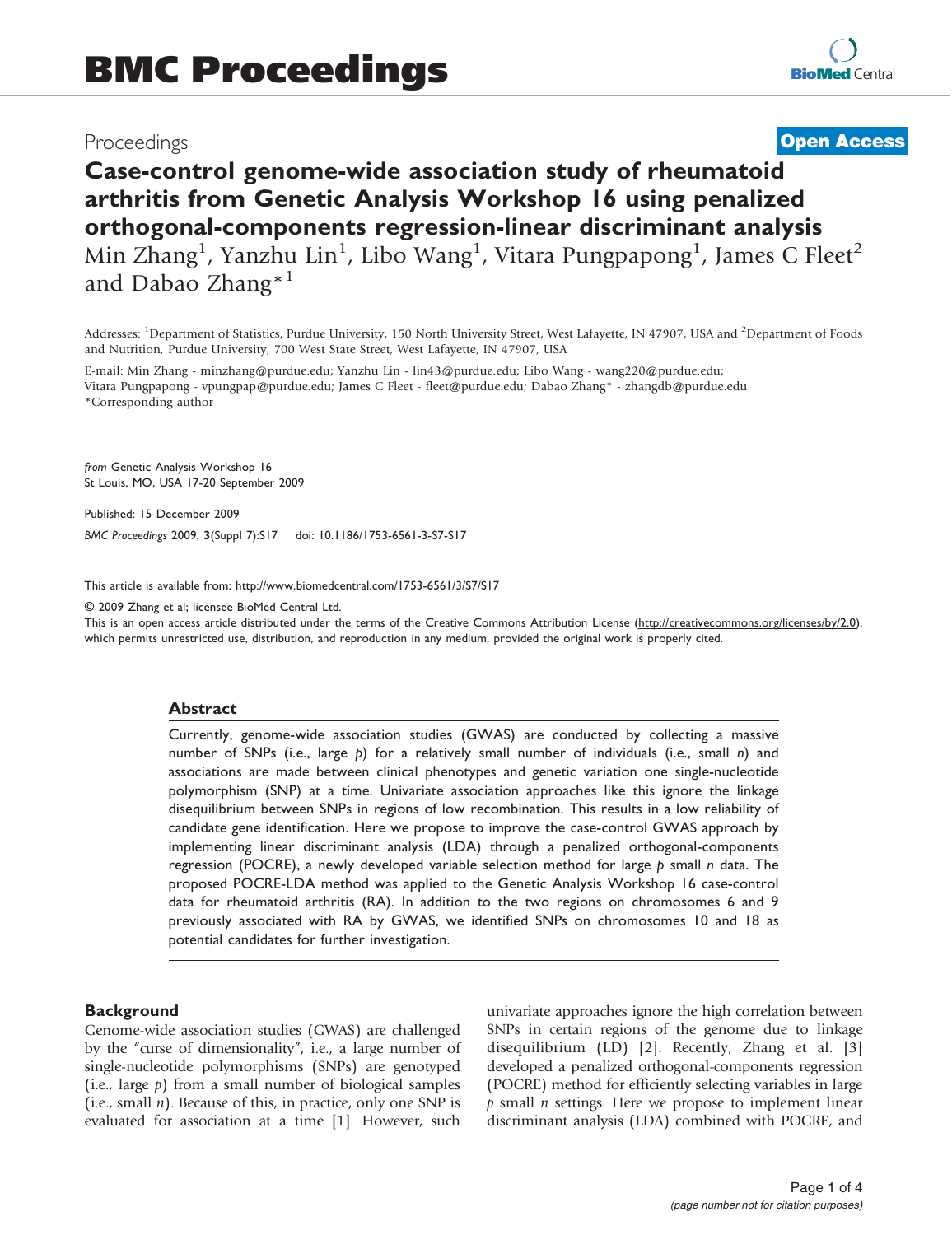Proceedings

**Open Access**

# Case-control genome-wide association study of rheumatoid arthritis from Genetic Analysis Workshop 16 using penalized orthogonal-components regression-linear discriminant analysis

Min Zhang[1], Yanzhu Lin[1], Libo Wang[1], Vitara Pungpapong[1], James C Fleet[2] and Dabao Zhang*[1]

Addresses: [1]Department of Statistics, Purdue University, 150 North University Street, West Lafayette, IN 47907, USA and [2]Department of Foods and Nutrition, Purdue University, 700 West State Street, West Lafayette, IN 47907, USA

E-mail: Min Zhang - minzhang@purdue.edu; Yanzhu Lin - lin43@purdue.edu; Libo Wang - wang220@purdue.edu; Vitara Pungpapong - vpungpap@purdue.edu; James C Fleet - fleet@purdue.edu; Dabao Zhang* - zhangdb@purdue.edu
*Corresponding author

*from* Genetic Analysis Workshop 16
St Louis, MO, USA 17-20 September 2009

Published: 15 December 2009

*BMC Proceedings* 2009, **3**(Suppl 7):S17 doi: 10.1186/1753-6561-3-S7-S17

This article is available from: http://www.biomedcentral.com/1753-6561/3/S7/S17

© 2009 Zhang et al; licensee BioMed Central Ltd.
This is an open access article distributed under the terms of the Creative Commons Attribution License (http://creativecommons.org/licenses/by/2.0), which permits unrestricted use, distribution, and reproduction in any medium, provided the original work is properly cited.

## Abstract

Currently, genome-wide association studies (GWAS) are conducted by collecting a massive number of SNPs (i.e., large $p$) for a relatively small number of individuals (i.e., small $n$) and associations are made between clinical phenotypes and genetic variation one single-nucleotide polymorphism (SNP) at a time. Univariate association approaches like this ignore the linkage disequilibrium between SNPs in regions of low recombination. This results in a low reliability of candidate gene identification. Here we propose to improve the case-control GWAS approach by implementing linear discriminant analysis (LDA) through a penalized orthogonal-components regression (POCRE), a newly developed variable selection method for large $p$ small $n$ data. The proposed POCRE-LDA method was applied to the Genetic Analysis Workshop 16 case-control data for rheumatoid arthritis (RA). In addition to the two regions on chromosomes 6 and 9 previously associated with RA by GWAS, we identified SNPs on chromosomes 10 and 18 as potential candidates for further investigation.

## Background

Genome-wide association studies (GWAS) are challenged by the "curse of dimensionality", i.e., a large number of single-nucleotide polymorphisms (SNPs) are genotyped (i.e., large $p$) from a small number of biological samples (i.e., small $n$). Because of this, in practice, only one SNP is evaluated for association at a time [1]. However, such univariate approaches ignore the high correlation between SNPs in certain regions of the genome due to linkage disequilibrium (LD) [2]. Recently, Zhang et al. [3] developed a penalized orthogonal-components regression (POCRE) method for efficiently selecting variables in large $p$ small $n$ settings. Here we propose to implement linear discriminant analysis (LDA) combined with POCRE, and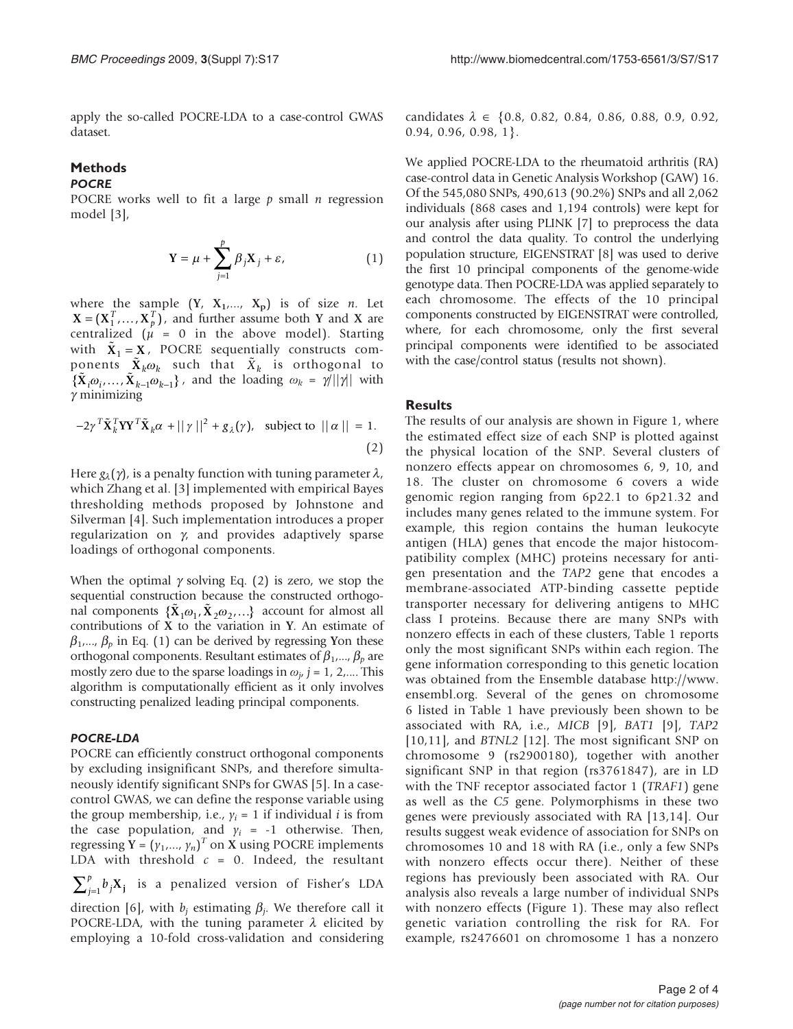apply the so-called POCRE-LDA to a case-control GWAS dataset.

## Methods

### POCRE

POCRE works well to fit a large $p$ small $n$ regression model [3],

$$\mathbf{Y} = \mu + \sum_{j=1}^{p} \beta_j \mathbf{X}_j + \varepsilon, \tag{1}$$

where the sample ($\mathbf{Y}$, $\mathbf{X_1}$,..., $\mathbf{X_p}$) is of size $n$. Let $\mathbf{X} = (\mathbf{X}_1^T, \ldots, \mathbf{X}_p^T)$, and further assume both $\mathbf{Y}$ and $\mathbf{X}$ are centralized ($\mu$ = 0 in the above model). Starting with $\tilde{\mathbf{X}}_1 = \mathbf{X}$, POCRE sequentially constructs components $\tilde{\mathbf{X}}_k \omega_k$ such that $\tilde{X}_k$ is orthogonal to $\{\tilde{\mathbf{X}}_i \omega_i, \ldots, \tilde{\mathbf{X}}_{k-1}\omega_{k-1}\}$, and the loading $\omega_k = \gamma/||\gamma||$ with $\gamma$ minimizing

$$-2\gamma^T \tilde{\mathbf{X}}_k^T \mathbf{Y}\mathbf{Y}^T \tilde{\mathbf{X}}_k \alpha + ||\gamma||^2 + g_\lambda(\gamma), \quad \text{subject to } ||\alpha|| = 1. \tag{2}$$

Here $g_\lambda(\gamma)$, is a penalty function with tuning parameter $\lambda$, which Zhang et al. [3] implemented with empirical Bayes thresholding methods proposed by Johnstone and Silverman [4]. Such implementation introduces a proper regularization on $\gamma$, and provides adaptively sparse loadings of orthogonal components.

When the optimal $\gamma$ solving Eq. (2) is zero, we stop the sequential construction because the constructed orthogonal components $\{\tilde{\mathbf{X}}_1\omega_1, \tilde{\mathbf{X}}_2\omega_2, \ldots\}$ account for almost all contributions of $\mathbf{X}$ to the variation in $\mathbf{Y}$. An estimate of $\beta_1$,..., $\beta_p$ in Eq. (1) can be derived by regressing $\mathbf{Y}$on these orthogonal components. Resultant estimates of $\beta_1$,..., $\beta_p$ are mostly zero due to the sparse loadings in $\omega_j$, $j$ = 1, 2,.... This algorithm is computationally efficient as it only involves constructing penalized leading principal components.

### POCRE-LDA

POCRE can efficiently construct orthogonal components by excluding insignificant SNPs, and therefore simultaneously identify significant SNPs for GWAS [5]. In a case-control GWAS, we can define the response variable using the group membership, i.e., $y_i$ = 1 if individual $i$ is from the case population, and $y_i$ = -1 otherwise. Then, regressing $\mathbf{Y} = (y_1, \ldots, y_n)^T$ on $\mathbf{X}$ using POCRE implements LDA with threshold $c$ = 0. Indeed, the resultant $\sum_{j=1}^{p} b_j \mathbf{X}_\mathbf{j}$ is a penalized version of Fisher's LDA direction [6], with $b_j$ estimating $\beta_j$. We therefore call it POCRE-LDA, with the tuning parameter $\lambda$ elicited by employing a 10-fold cross-validation and considering candidates $\lambda \in$ {0.8, 0.82, 0.84, 0.86, 0.88, 0.9, 0.92, 0.94, 0.96, 0.98, 1}.

We applied POCRE-LDA to the rheumatoid arthritis (RA) case-control data in Genetic Analysis Workshop (GAW) 16. Of the 545,080 SNPs, 490,613 (90.2%) SNPs and all 2,062 individuals (868 cases and 1,194 controls) were kept for our analysis after using PLINK [7] to preprocess the data and control the data quality. To control the underlying population structure, EIGENSTRAT [8] was used to derive the first 10 principal components of the genome-wide genotype data. Then POCRE-LDA was applied separately to each chromosome. The effects of the 10 principal components constructed by EIGENSTRAT were controlled, where, for each chromosome, only the first several principal components were identified to be associated with the case/control status (results not shown).

## Results

The results of our analysis are shown in Figure 1, where the estimated effect size of each SNP is plotted against the physical location of the SNP. Several clusters of nonzero effects appear on chromosomes 6, 9, 10, and 18. The cluster on chromosome 6 covers a wide genomic region ranging from 6p22.1 to 6p21.32 and includes many genes related to the immune system. For example, this region contains the human leukocyte antigen (HLA) genes that encode the major histocompatibility complex (MHC) proteins necessary for antigen presentation and the *TAP2* gene that encodes a membrane-associated ATP-binding cassette peptide transporter necessary for delivering antigens to MHC class I proteins. Because there are many SNPs with nonzero effects in each of these clusters, Table 1 reports only the most significant SNPs within each region. The gene information corresponding to this genetic location was obtained from the Ensemble database http://www.ensembl.org. Several of the genes on chromosome 6 listed in Table 1 have previously been shown to be associated with RA, i.e., *MICB* [9], *BAT1* [9], *TAP2* [10,11], and *BTNL2* [12]. The most significant SNP on chromosome 9 (rs2900180), together with another significant SNP in that region (rs3761847), are in LD with the TNF receptor associated factor 1 (*TRAF1*) gene as well as the *C5* gene. Polymorphisms in these two genes were previously associated with RA [13,14]. Our results suggest weak evidence of association for SNPs on chromosomes 10 and 18 with RA (i.e., only a few SNPs with nonzero effects occur there). Neither of these regions has previously been associated with RA. Our analysis also reveals a large number of individual SNPs with nonzero effects (Figure 1). These may also reflect genetic variation controlling the risk for RA. For example, rs2476601 on chromosome 1 has a nonzero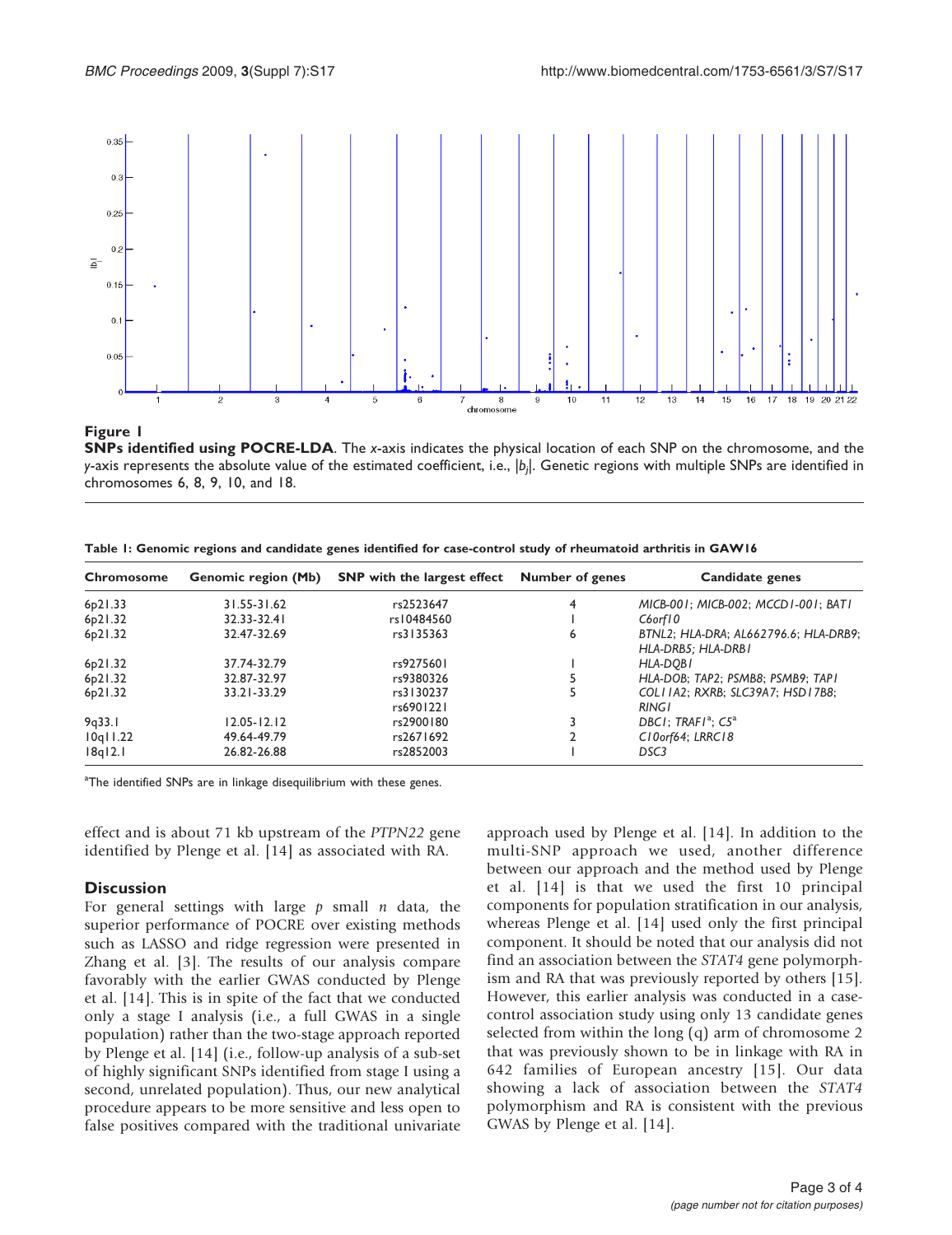**Figure 1**

**SNPs identified using POCRE-LDA**. The *x*-axis indicates the physical location of each SNP on the chromosome, and the *y*-axis represents the absolute value of the estimated coefficient, i.e., $|b_j|$. Genetic regions with multiple SNPs are identified in chromosomes 6, 8, 9, 10, and 18.

**Table 1: Genomic regions and candidate genes identified for case-control study of rheumatoid arthritis in GAW16**

| Chromosome | Genomic region (Mb) | SNP with the largest effect | Number of genes | Candidate genes |
|---|---|---|---|---|
| 6p21.33 | 31.55-31.62 | rs2523647 | 4 | *MICB-001; MICB-002; MCCD1-001; BAT1* |
| 6p21.32 | 32.33-32.41 | rs10484560 | 1 | *C6orf10* |
| 6p21.32 | 32.47-32.69 | rs3135363 | 6 | *BTNL2; HLA-DRA; AL662796.6; HLA-DRB9; HLA-DRB5; HLA-DRB1* |
| 6p21.32 | 37.74-32.79 | rs9275601 | 1 | *HLA-DQB1* |
| 6p21.32 | 32.87-32.97 | rs9380326 | 5 | *HLA-DOB; TAP2; PSMB8; PSMB9; TAP1* |
| 6p21.32 | 33.21-33.29 | rs3130237 rs6901221 | 5 | *COL11A2; RXRB; SLC39A7; HSD17B8; RING1* |
| 9q33.1 | 12.05-12.12 | rs2900180 | 3 | *DBC1; TRAF1*[a]*; C5*[a] |
| 10q11.22 | 49.64-49.79 | rs2671692 | 2 | *C10orf64; LRRC18* |
| 18q12.1 | 26.82-26.88 | rs2852003 | 1 | *DSC3* |

[a]The identified SNPs are in linkage disequilibrium with these genes.

effect and is about 71 kb upstream of the *PTPN22* gene identified by Plenge et al. [14] as associated with RA.

## Discussion

For general settings with large $p$ small $n$ data, the superior performance of POCRE over existing methods such as LASSO and ridge regression were presented in Zhang et al. [3]. The results of our analysis compare favorably with the earlier GWAS conducted by Plenge et al. [14]. This is in spite of the fact that we conducted only a stage I analysis (i.e., a full GWAS in a single population) rather than the two-stage approach reported by Plenge et al. [14] (i.e., follow-up analysis of a sub-set of highly significant SNPs identified from stage I using a second, unrelated population). Thus, our new analytical procedure appears to be more sensitive and less open to false positives compared with the traditional univariate approach used by Plenge et al. [14]. In addition to the multi-SNP approach we used, another difference between our approach and the method used by Plenge et al. [14] is that we used the first 10 principal components for population stratification in our analysis, whereas Plenge et al. [14] used only the first principal component. It should be noted that our analysis did not find an association between the *STAT4* gene polymorphism and RA that was previously reported by others [15]. However, this earlier analysis was conducted in a case-control association study using only 13 candidate genes selected from within the long (q) arm of chromosome 2 that was previously shown to be in linkage with RA in 642 families of European ancestry [15]. Our data showing a lack of association between the *STAT4* polymorphism and RA is consistent with the previous GWAS by Plenge et al. [14].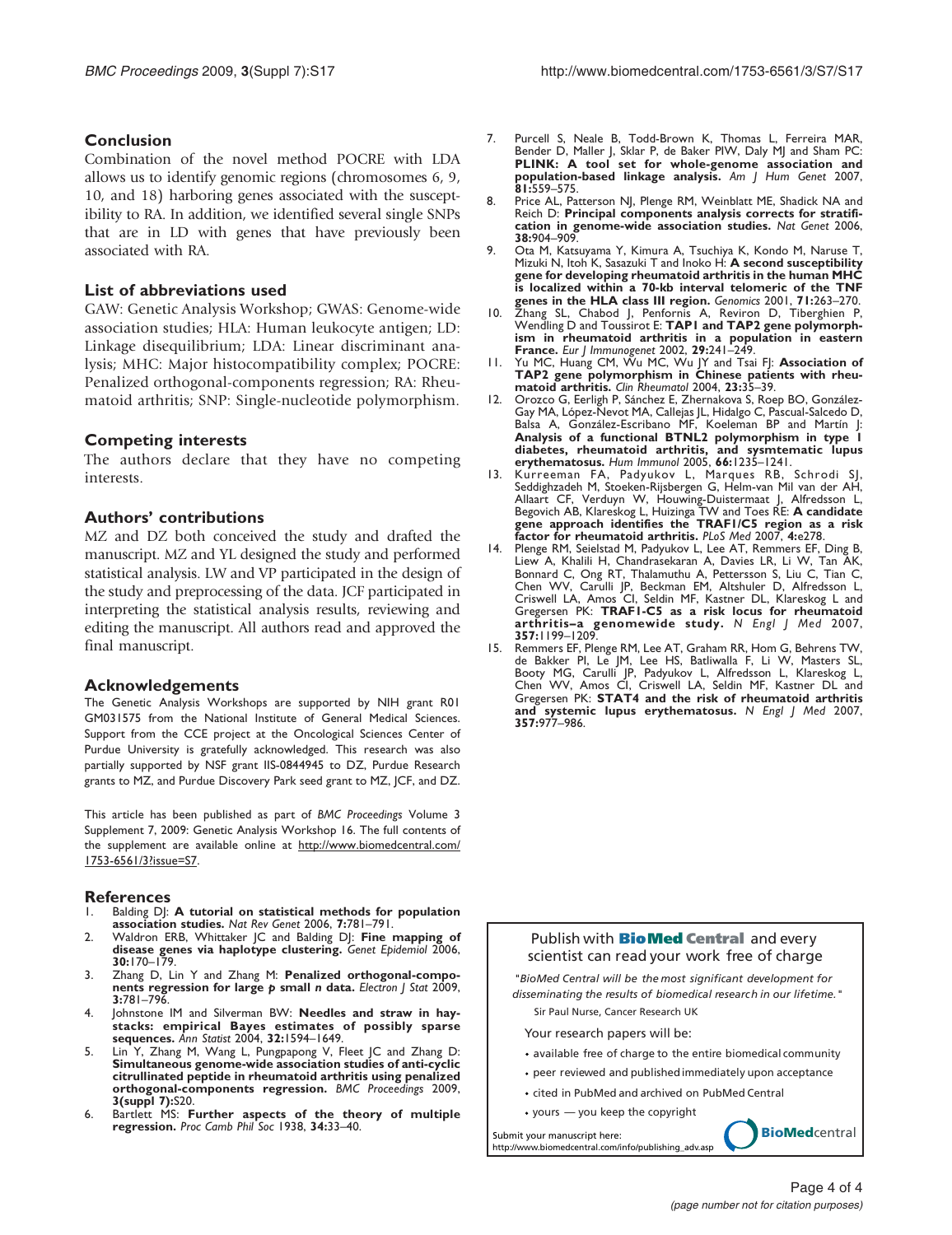## Conclusion

Combination of the novel method POCRE with LDA allows us to identify genomic regions (chromosomes 6, 9, 10, and 18) harboring genes associated with the susceptibility to RA. In addition, we identified several single SNPs that are in LD with genes that have previously been associated with RA.

## List of abbreviations used

GAW: Genetic Analysis Workshop; GWAS: Genome-wide association studies; HLA: Human leukocyte antigen; LD: Linkage disequilibrium; LDA: Linear discriminant analysis; MHC: Major histocompatibility complex; POCRE: Penalized orthogonal-components regression; RA: Rheumatoid arthritis; SNP: Single-nucleotide polymorphism.

## Competing interests

The authors declare that they have no competing interests.

## Authors' contributions

MZ and DZ both conceived the study and drafted the manuscript. MZ and YL designed the study and performed statistical analysis. LW and VP participated in the design of the study and preprocessing of the data. JCF participated in interpreting the statistical analysis results, reviewing and editing the manuscript. All authors read and approved the final manuscript.

## Acknowledgements

The Genetic Analysis Workshops are supported by NIH grant R01 GM031575 from the National Institute of General Medical Sciences. Support from the CCE project at the Oncological Sciences Center of Purdue University is gratefully acknowledged. This research was also partially supported by NSF grant IIS-0844945 to DZ, Purdue Research grants to MZ, and Purdue Discovery Park seed grant to MZ, JCF, and DZ.

This article has been published as part of *BMC Proceedings* Volume 3 Supplement 7, 2009: Genetic Analysis Workshop 16. The full contents of the supplement are available online at http://www.biomedcentral.com/1753-6561/3?issue=S7.

## References

1. Balding DJ: **A tutorial on statistical methods for population association studies.** *Nat Rev Genet* 2006, **7:**781–791.
2. Waldron ERB, Whittaker JC and Balding DJ: **Fine mapping of disease genes via haplotype clustering.** *Genet Epidemiol* 2006, **30:**170–179.
3. Zhang D, Lin Y and Zhang M: **Penalized orthogonal-components regression for large *p* small *n* data.** *Electron J Stat* 2009, **3:**781–796.
4. Johnstone IM and Silverman BW: **Needles and straw in haystacks: empirical Bayes estimates of possibly sparse sequences.** *Ann Statist* 2004, **32:**1594–1649.
5. Lin Y, Zhang M, Wang L, Pungpapong V, Fleet JC and Zhang D: **Simultaneous genome-wide association studies of anti-cyclic citrullinated peptide in rheumatoid arthritis using penalized orthogonal-components regression.** *BMC Proceedings* 2009, **3(suppl 7):**S20.
6. Bartlett MS: **Further aspects of the theory of multiple regression.** *Proc Camb Phil Soc* 1938, **34:**33–40.
7. Purcell S, Neale B, Todd-Brown K, Thomas L, Ferreira MAR, Bender D, Maller J, Sklar P, de Baker PIW, Daly MJ and Sham PC: **PLINK: A tool set for whole-genome association and population-based linkage analysis.** *Am J Hum Genet* 2007, **81:**559–575.
8. Price AL, Patterson NJ, Plenge RM, Weinblatt ME, Shadick NA and Reich D: **Principal components analysis corrects for stratification in genome-wide association studies.** *Nat Genet* 2006, **38:**904–909.
9. Ota M, Katsuyama Y, Kimura A, Tsuchiya K, Kondo M, Naruse T, Mizuki N, Itoh K, Sasazuki T and Inoko H: **A second susceptibility gene for developing rheumatoid arthritis in the human MHC is localized within a 70-kb interval telomeric of the TNF genes in the HLA class III region.** *Genomics* 2001, **71:**263–270.
10. Zhang SL, Chabod J, Penfornis A, Reviron D, Tiberghien P, Wendling D and Toussirot E: **TAP1 and TAP2 gene polymorphism in rheumatoid arthritis in a population in eastern France.** *Eur J Immunogenet* 2002, **29:**241–249.
11. Yu MC, Huang CM, Wu MC, Wu JY and Tsai FJ: **Association of TAP2 gene polymorphism in Chinese patients with rheumatoid arthritis.** *Clin Rheumatol* 2004, **23:**35–39.
12. Orozco G, Eerligh P, Sánchez E, Zhernakova S, Roep BO, González-Gay MA, López-Nevot MA, Callejas JL, Hidalgo C, Pascual-Salcedo D, Balsa A, González-Escribano MF, Koeleman BP and Martín J: **Analysis of a functional BTNL2 polymorphism in type 1 diabetes, rheumatoid arthritis, and sysmtematic lupus erythematosus.** *Hum Immunol* 2005, **66:**1235–1241.
13. Kurreeman FA, Padyukov L, Marques RB, Schrodi SJ, Seddighzadeh M, Stoeken-Rijsbergen G, Helm-van Mil van der AH, Allaart CF, Verduyn W, Houwing-Duistermaat J, Alfredsson L, Begovich AB, Klareskog L, Huizinga TW and Toes RE: **A candidate gene approach identifies the TRAF1/C5 region as a risk factor for rheumatoid arthritis.** *PLoS Med* 2007, **4:**e278.
14. Plenge RM, Seielstad M, Padyukov L, Lee AT, Remmers EF, Ding B, Liew A, Khalili H, Chandrasekaran A, Davies LR, Li W, Tan AK, Bonnard C, Ong RT, Thalamuthu A, Pettersson S, Liu C, Tian C, Chen WV, Carulli JP, Beckman EM, Altshuler D, Alfredsson L, Criswell LA, Amos CI, Seldin MF, Kastner DL, Klareskog L and Gregersen PK: **TRAF1-C5 as a risk locus for rheumatoid arthritis–a genomewide study.** *N Engl J Med* 2007, **357:**1199–1209.
15. Remmers EF, Plenge RM, Lee AT, Graham RR, Hom G, Behrens TW, de Bakker PI, Le JM, Lee HS, Batliwalla F, Li W, Masters SL, Booty MG, Carulli JP, Padyukov L, Alfredsson L, Klareskog L, Chen WV, Amos CI, Criswell LA, Seldin MF, Kastner DL and Gregersen PK: **STAT4 and the risk of rheumatoid arthritis and systemic lupus erythematosus.** *N Engl J Med* 2007, **357:**977–986.

Publish with **BioMed Central** and every scientist can read your work free of charge

*"BioMed Central will be the most significant development for disseminating the results of biomedical research in our lifetime."*

Sir Paul Nurse, Cancer Research UK

Your research papers will be:

- available free of charge to the entire biomedical community
- peer reviewed and published immediately upon acceptance
- cited in PubMed and archived on PubMed Central
- yours — you keep the copyright

Submit your manuscript here:
http://www.biomedcentral.com/info/publishing_adv.asp

BioMedcentral